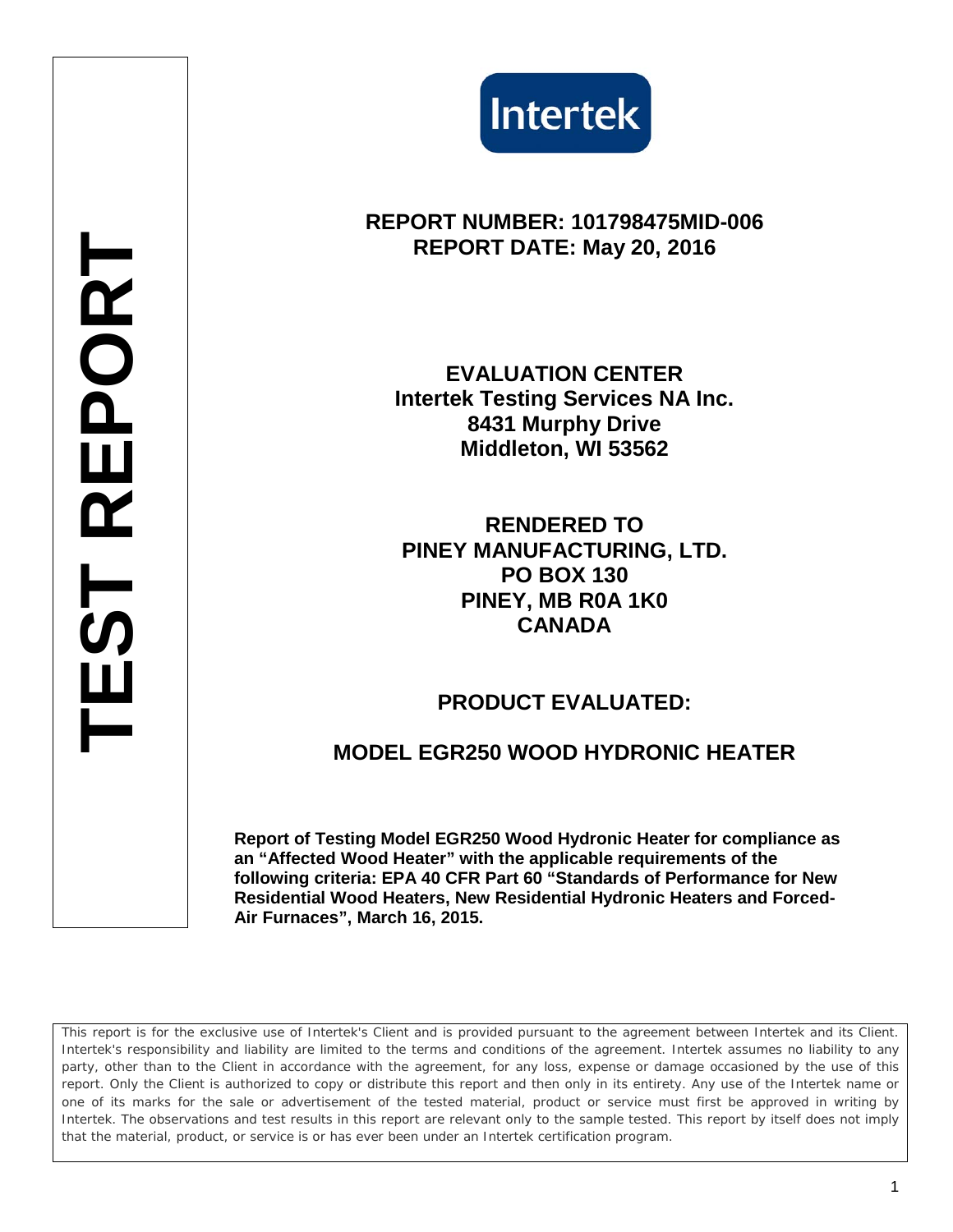# TEST REPORT

Intertek

**REPORT NUMBER: 101798475MID-006**
**REPORT DATE: May 20, 2016**

**EVALUATION CENTER**
**Intertek Testing Services NA Inc.**
**8431 Murphy Drive**
**Middleton, WI 53562**

**RENDERED TO**
**PINEY MANUFACTURING, LTD.**
**PO BOX 130**
**PINEY, MB R0A 1K0**
**CANADA**

## PRODUCT EVALUATED:

## MODEL EGR250 WOOD HYDRONIC HEATER

**Report of Testing Model EGR250 Wood Hydronic Heater for compliance as an "Affected Wood Heater" with the applicable requirements of the following criteria: EPA 40 CFR Part 60 "Standards of Performance for New Residential Wood Heaters, New Residential Hydronic Heaters and Forced-Air Furnaces", March 16, 2015.**

This report is for the exclusive use of Intertek's Client and is provided pursuant to the agreement between Intertek and its Client. Intertek's responsibility and liability are limited to the terms and conditions of the agreement. Intertek assumes no liability to any party, other than to the Client in accordance with the agreement, for any loss, expense or damage occasioned by the use of this report. Only the Client is authorized to copy or distribute this report and then only in its entirety. Any use of the Intertek name or one of its marks for the sale or advertisement of the tested material, product or service must first be approved in writing by Intertek. The observations and test results in this report are relevant only to the sample tested. This report by itself does not imply that the material, product, or service is or has ever been under an Intertek certification program.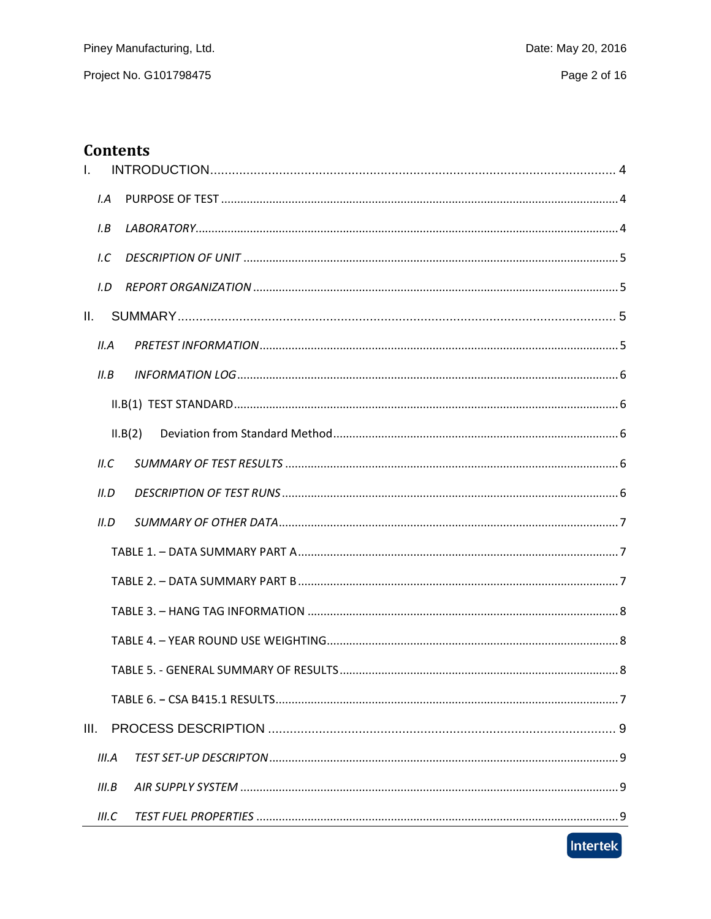# Contents

I. INTRODUCTION .......... 4

- *I.A PURPOSE OF TEST* .......... 4
- *I.B LABORATORY* .......... 4
- *I.C DESCRIPTION OF UNIT* .......... 5
- *I.D REPORT ORGANIZATION* .......... 5

II. SUMMARY .......... 5

- *II.A PRETEST INFORMATION* .......... 5
- *II.B INFORMATION LOG* .......... 6
  - II.B(1) TEST STANDARD .......... 6
  - II.B(2) Deviation from Standard Method .......... 6
- *II.C SUMMARY OF TEST RESULTS* .......... 6
- *II.D DESCRIPTION OF TEST RUNS* .......... 6
- *II.D SUMMARY OF OTHER DATA* .......... 7
  - TABLE 1. – DATA SUMMARY PART A .......... 7
  - TABLE 2. – DATA SUMMARY PART B .......... 7
  - TABLE 3. – HANG TAG INFORMATION .......... 8
  - TABLE 4. – YEAR ROUND USE WEIGHTING .......... 8
  - TABLE 5. - GENERAL SUMMARY OF RESULTS .......... 8
  - TABLE 6. **–** CSA B415.1 RESULTS .......... 7

III. PROCESS DESCRIPTION .......... 9

- *III.A TEST SET-UP DESCRIPTON* .......... 9
- *III.B AIR SUPPLY SYSTEM* .......... 9
- *III.C TEST FUEL PROPERTIES* .......... 9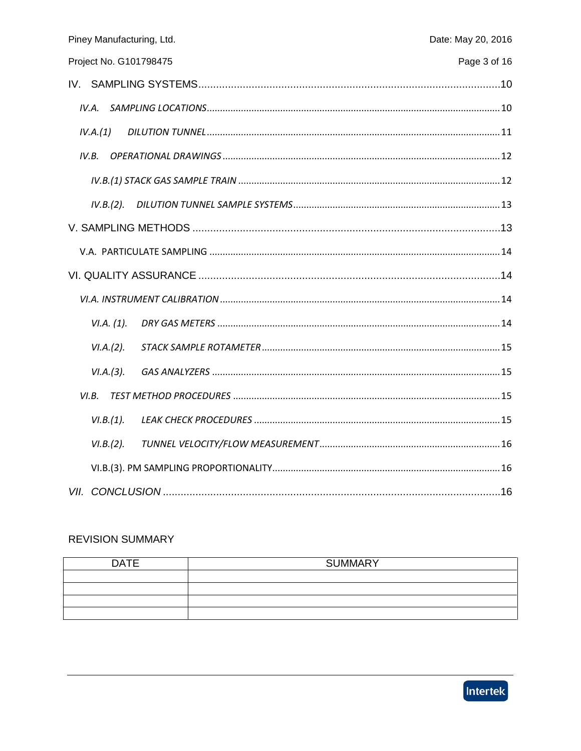IV. SAMPLING SYSTEMS ...................................................................................................10

*IV.A. SAMPLING LOCATIONS* ..................................................................................................10

*IV.A.(1) DILUTION TUNNEL* ..................................................................................................11

*IV.B. OPERATIONAL DRAWINGS* ..........................................................................................12

*IV.B.(1) STACK GAS SAMPLE TRAIN* ....................................................................................12

*IV.B.(2). DILUTION TUNNEL SAMPLE SYSTEMS* ................................................................13

V. SAMPLING METHODS ........................................................................................................13

V.A. PARTICULATE SAMPLING ..............................................................................................14

VI. QUALITY ASSURANCE ......................................................................................................14

*VI.A. INSTRUMENT CALIBRATION* .......................................................................................14

*VI.A. (1). DRY GAS METERS* ..................................................................................................14

*VI.A.(2). STACK SAMPLE ROTAMETER* ..................................................................................15

*VI.A.(3). GAS ANALYZERS* .....................................................................................................15

*VI.B. TEST METHOD PROCEDURES* .....................................................................................15

*VI.B.(1). LEAK CHECK PROCEDURES* ....................................................................................15

*VI.B.(2). TUNNEL VELOCITY/FLOW MEASUREMENT* .............................................................16

VI.B.(3). PM SAMPLING PROPORTIONALITY.............................................................................16

*VII. CONCLUSION* ..................................................................................................................16

REVISION SUMMARY

| DATE | SUMMARY |
|---|---|
| | |
| | |
| | |
| | |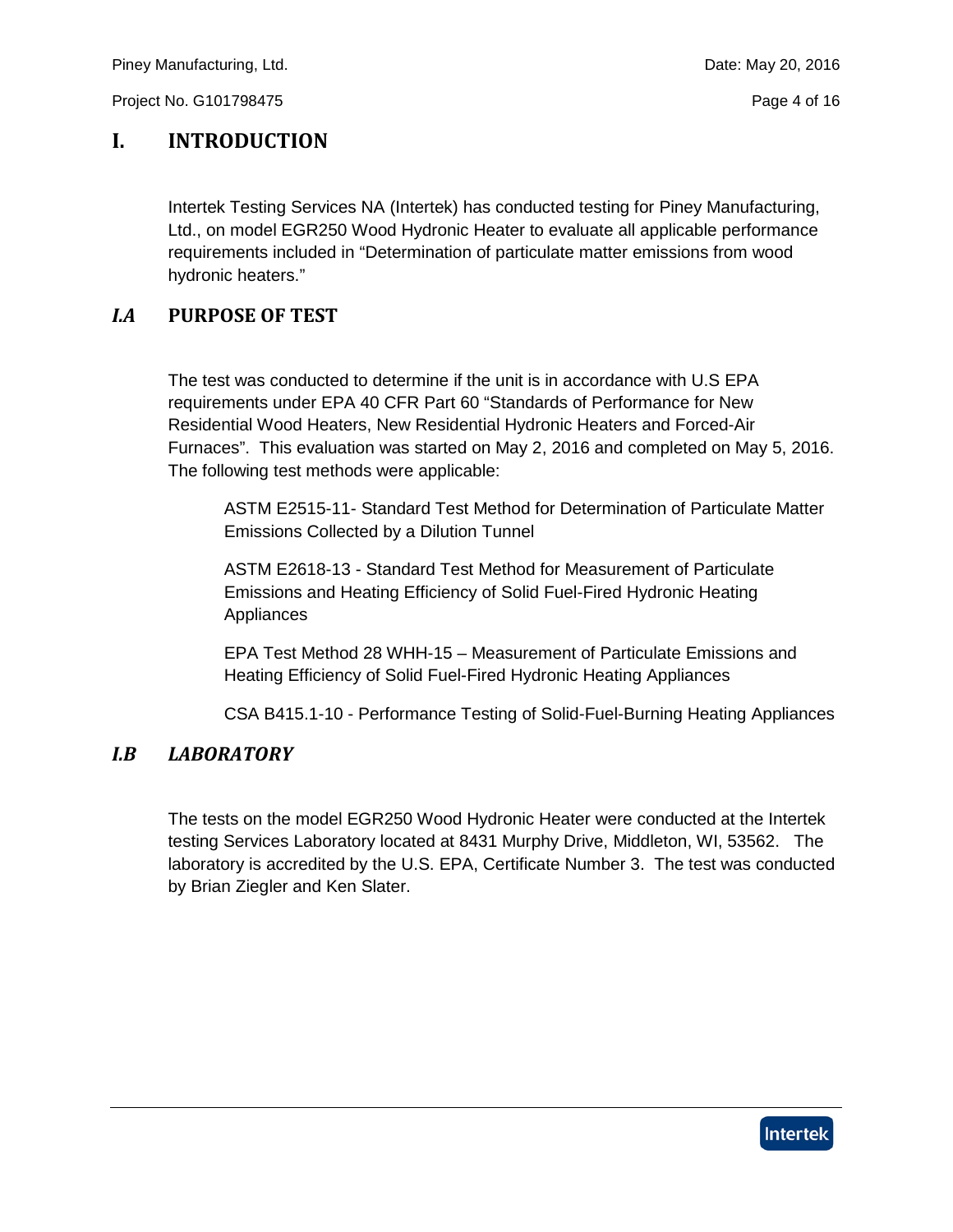# I. INTRODUCTION

Intertek Testing Services NA (Intertek) has conducted testing for Piney Manufacturing, Ltd., on model EGR250 Wood Hydronic Heater to evaluate all applicable performance requirements included in "Determination of particulate matter emissions from wood hydronic heaters."

## *I.A* PURPOSE OF TEST

The test was conducted to determine if the unit is in accordance with U.S EPA requirements under EPA 40 CFR Part 60 "Standards of Performance for New Residential Wood Heaters, New Residential Hydronic Heaters and Forced-Air Furnaces". This evaluation was started on May 2, 2016 and completed on May 5, 2016. The following test methods were applicable:

ASTM E2515-11- Standard Test Method for Determination of Particulate Matter Emissions Collected by a Dilution Tunnel

ASTM E2618-13 - Standard Test Method for Measurement of Particulate Emissions and Heating Efficiency of Solid Fuel-Fired Hydronic Heating Appliances

EPA Test Method 28 WHH-15 – Measurement of Particulate Emissions and Heating Efficiency of Solid Fuel-Fired Hydronic Heating Appliances

CSA B415.1-10 - Performance Testing of Solid-Fuel-Burning Heating Appliances

## *I.B LABORATORY*

The tests on the model EGR250 Wood Hydronic Heater were conducted at the Intertek testing Services Laboratory located at 8431 Murphy Drive, Middleton, WI, 53562. The laboratory is accredited by the U.S. EPA, Certificate Number 3. The test was conducted by Brian Ziegler and Ken Slater.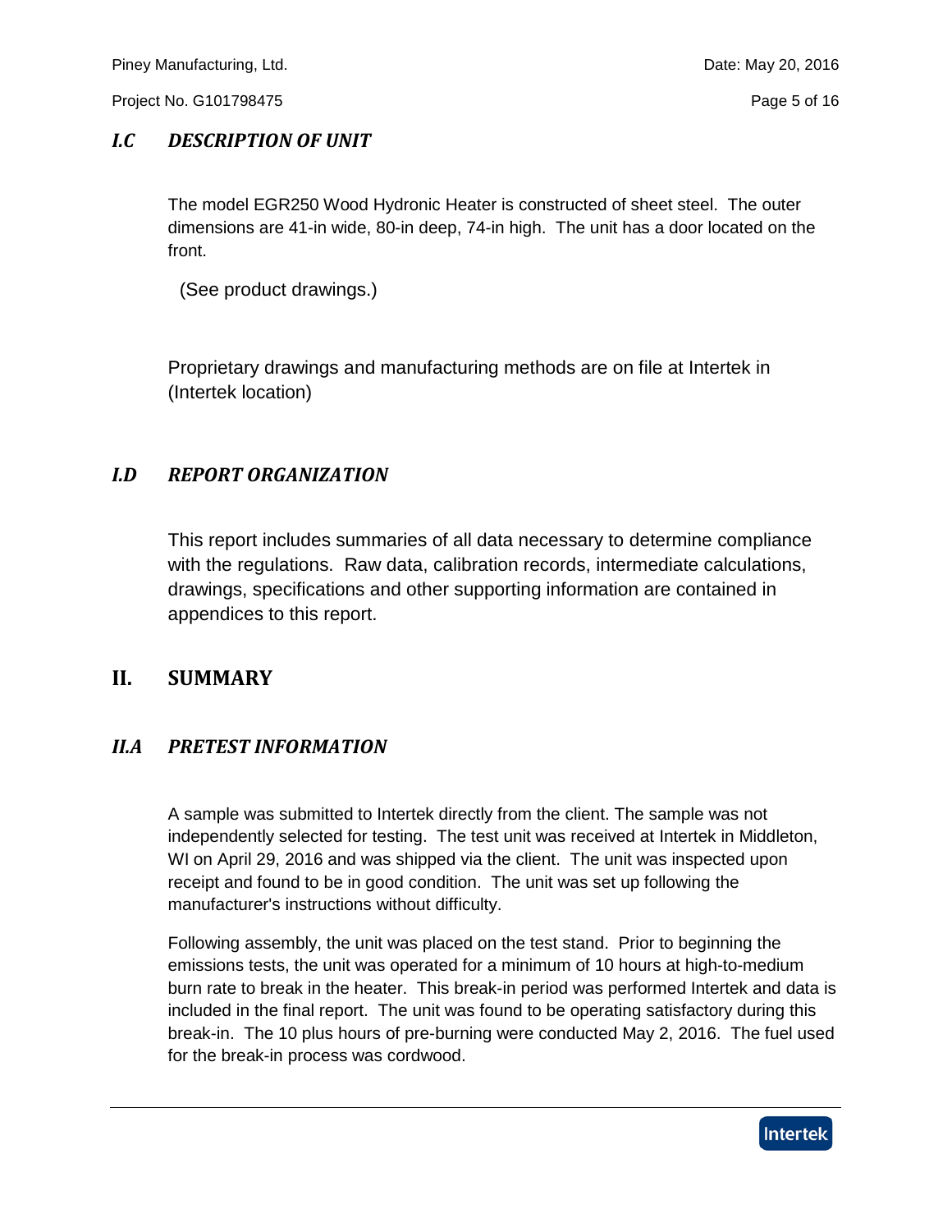### *I.C DESCRIPTION OF UNIT*

The model EGR250 Wood Hydronic Heater is constructed of sheet steel. The outer dimensions are 41-in wide, 80-in deep, 74-in high. The unit has a door located on the front.

(See product drawings.)

Proprietary drawings and manufacturing methods are on file at Intertek in (Intertek location)

### *I.D REPORT ORGANIZATION*

This report includes summaries of all data necessary to determine compliance with the regulations. Raw data, calibration records, intermediate calculations, drawings, specifications and other supporting information are contained in appendices to this report.

## II. SUMMARY

### *II.A PRETEST INFORMATION*

A sample was submitted to Intertek directly from the client. The sample was not independently selected for testing. The test unit was received at Intertek in Middleton, WI on April 29, 2016 and was shipped via the client. The unit was inspected upon receipt and found to be in good condition. The unit was set up following the manufacturer's instructions without difficulty.

Following assembly, the unit was placed on the test stand. Prior to beginning the emissions tests, the unit was operated for a minimum of 10 hours at high-to-medium burn rate to break in the heater. This break-in period was performed Intertek and data is included in the final report. The unit was found to be operating satisfactory during this break-in. The 10 plus hours of pre-burning were conducted May 2, 2016. The fuel used for the break-in process was cordwood.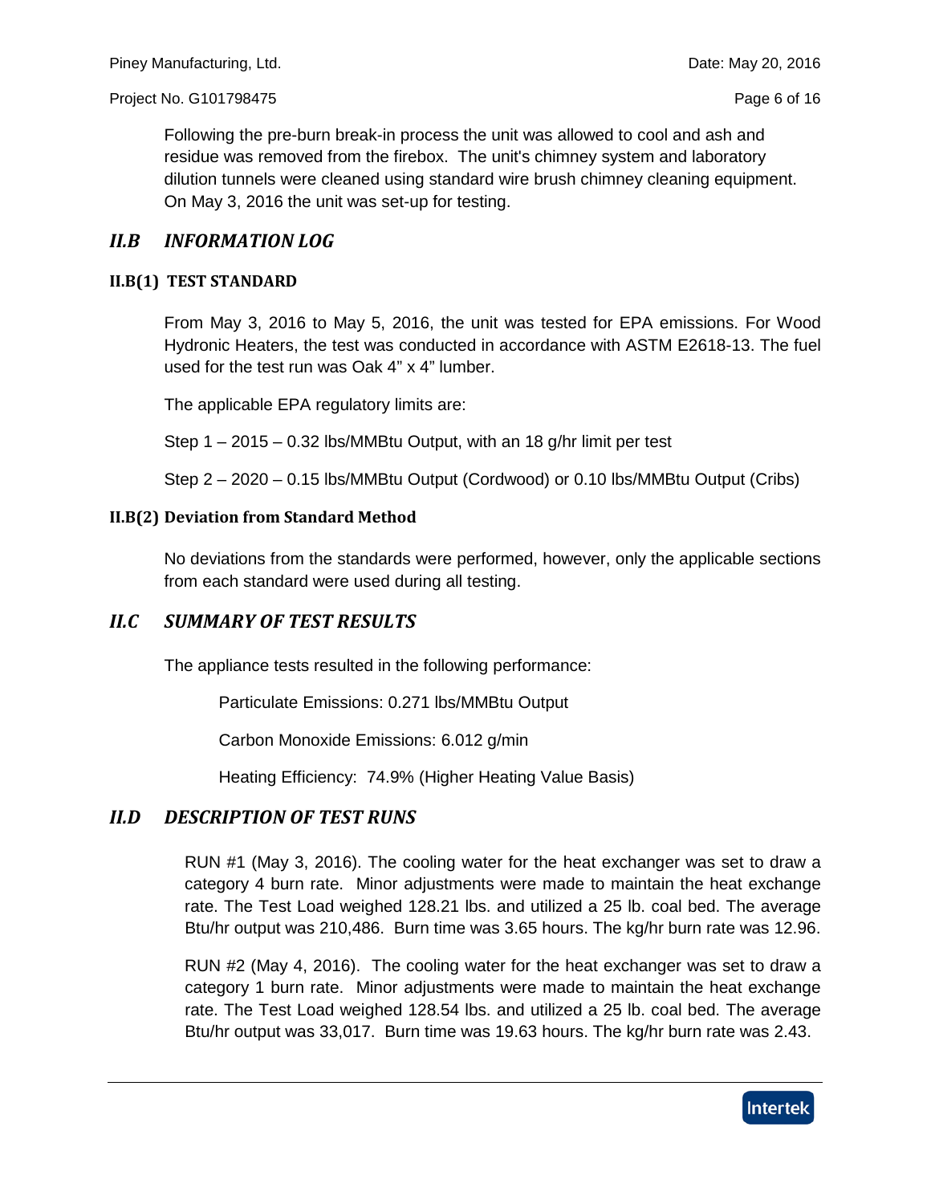Following the pre-burn break-in process the unit was allowed to cool and ash and residue was removed from the firebox. The unit's chimney system and laboratory dilution tunnels were cleaned using standard wire brush chimney cleaning equipment. On May 3, 2016 the unit was set-up for testing.

## *II.B INFORMATION LOG*

### II.B(1) TEST STANDARD

From May 3, 2016 to May 5, 2016, the unit was tested for EPA emissions. For Wood Hydronic Heaters, the test was conducted in accordance with ASTM E2618-13. The fuel used for the test run was Oak 4" x 4" lumber.

The applicable EPA regulatory limits are:

Step 1 – 2015 – 0.32 lbs/MMBtu Output, with an 18 g/hr limit per test

Step 2 – 2020 – 0.15 lbs/MMBtu Output (Cordwood) or 0.10 lbs/MMBtu Output (Cribs)

### II.B(2) Deviation from Standard Method

No deviations from the standards were performed, however, only the applicable sections from each standard were used during all testing.

## *II.C SUMMARY OF TEST RESULTS*

The appliance tests resulted in the following performance:

Particulate Emissions: 0.271 lbs/MMBtu Output

Carbon Monoxide Emissions: 6.012 g/min

Heating Efficiency: 74.9% (Higher Heating Value Basis)

## *II.D DESCRIPTION OF TEST RUNS*

RUN #1 (May 3, 2016). The cooling water for the heat exchanger was set to draw a category 4 burn rate. Minor adjustments were made to maintain the heat exchange rate. The Test Load weighed 128.21 lbs. and utilized a 25 lb. coal bed. The average Btu/hr output was 210,486. Burn time was 3.65 hours. The kg/hr burn rate was 12.96.

RUN #2 (May 4, 2016). The cooling water for the heat exchanger was set to draw a category 1 burn rate. Minor adjustments were made to maintain the heat exchange rate. The Test Load weighed 128.54 lbs. and utilized a 25 lb. coal bed. The average Btu/hr output was 33,017. Burn time was 19.63 hours. The kg/hr burn rate was 2.43.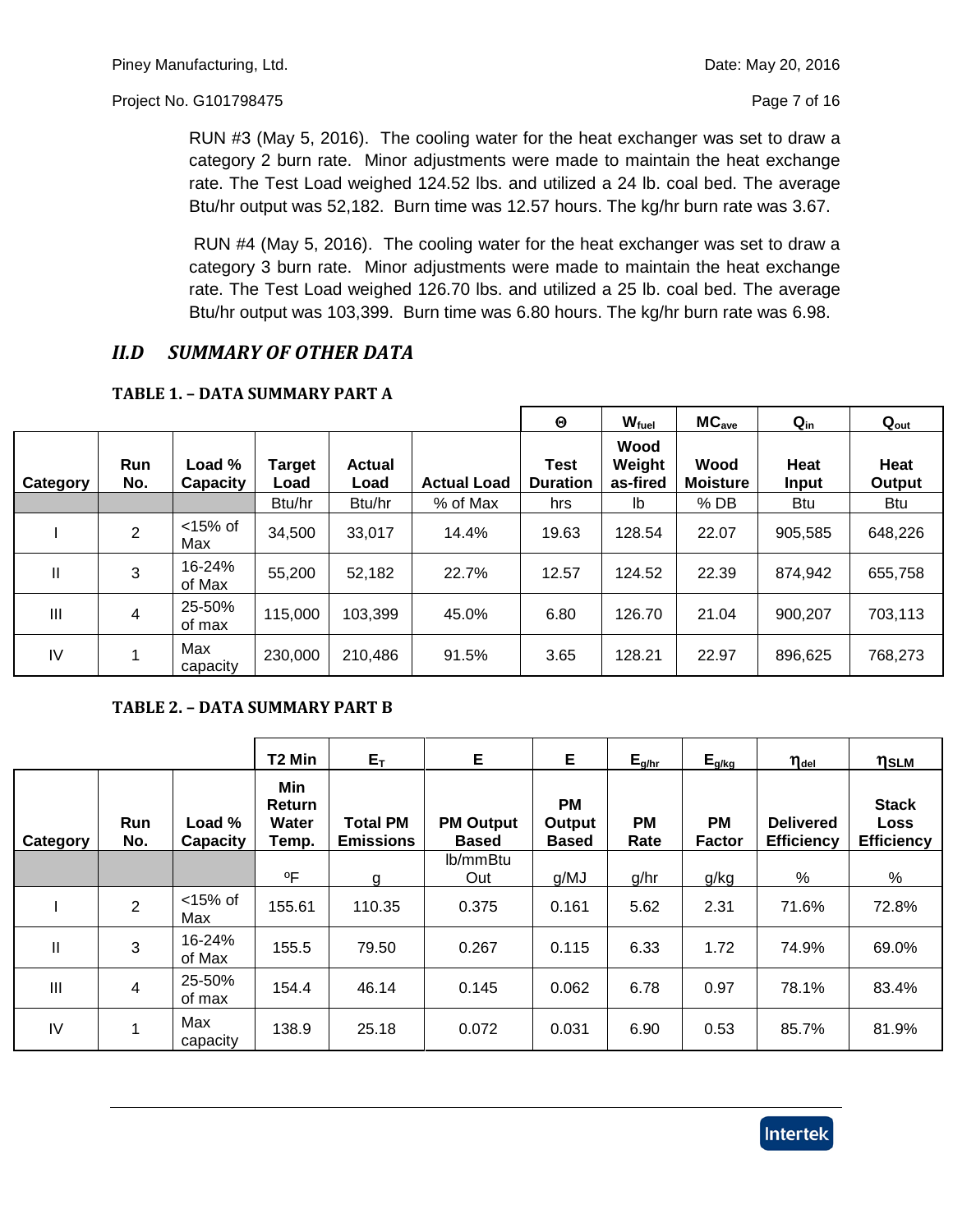RUN #3 (May 5, 2016). The cooling water for the heat exchanger was set to draw a category 2 burn rate. Minor adjustments were made to maintain the heat exchange rate. The Test Load weighed 124.52 lbs. and utilized a 24 lb. coal bed. The average Btu/hr output was 52,182. Burn time was 12.57 hours. The kg/hr burn rate was 3.67.

RUN #4 (May 5, 2016). The cooling water for the heat exchanger was set to draw a category 3 burn rate. Minor adjustments were made to maintain the heat exchange rate. The Test Load weighed 126.70 lbs. and utilized a 25 lb. coal bed. The average Btu/hr output was 103,399. Burn time was 6.80 hours. The kg/hr burn rate was 6.98.

## *II.D SUMMARY OF OTHER DATA*

**TABLE 1. – DATA SUMMARY PART A**

| | | | | | | $\Theta$ | $W_{fuel}$ | $MC_{ave}$ | $Q_{in}$ | $Q_{out}$ |
|---|---|---|---|---|---|---|---|---|---|---|
| **Category** | **Run No.** | **Load % Capacity** | **Target Load** | **Actual Load** | **Actual Load** | **Test Duration** | **Wood Weight as-fired** | **Wood Moisture** | **Heat Input** | **Heat Output** |
| | | | Btu/hr | Btu/hr | % of Max | hrs | lb | % DB | Btu | Btu |
| I | 2 | <15% of Max | 34,500 | 33,017 | 14.4% | 19.63 | 128.54 | 22.07 | 905,585 | 648,226 |
| II | 3 | 16-24% of Max | 55,200 | 52,182 | 22.7% | 12.57 | 124.52 | 22.39 | 874,942 | 655,758 |
| III | 4 | 25-50% of max | 115,000 | 103,399 | 45.0% | 6.80 | 126.70 | 21.04 | 900,207 | 703,113 |
| IV | 1 | Max capacity | 230,000 | 210,486 | 91.5% | 3.65 | 128.21 | 22.97 | 896,625 | 768,273 |

**TABLE 2. – DATA SUMMARY PART B**

| | | | T2 Min | $E_T$ | E | E | $E_{g/hr}$ | $E_{g/kg}$ | $\eta_{del}$ | $\eta_{SLM}$ |
|---|---|---|---|---|---|---|---|---|---|---|
| **Category** | **Run No.** | **Load % Capacity** | **Min Return Water Temp.** | **Total PM Emissions** | **PM Output Based** | **PM Output Based** | **PM Rate** | **PM Factor** | **Delivered Efficiency** | **Stack Loss Efficiency** |
| | | | ºF | g | lb/mmBtu Out | g/MJ | g/hr | g/kg | % | % |
| I | 2 | <15% of Max | 155.61 | 110.35 | 0.375 | 0.161 | 5.62 | 2.31 | 71.6% | 72.8% |
| II | 3 | 16-24% of Max | 155.5 | 79.50 | 0.267 | 0.115 | 6.33 | 1.72 | 74.9% | 69.0% |
| III | 4 | 25-50% of max | 154.4 | 46.14 | 0.145 | 0.062 | 6.78 | 0.97 | 78.1% | 83.4% |
| IV | 1 | Max capacity | 138.9 | 25.18 | 0.072 | 0.031 | 6.90 | 0.53 | 85.7% | 81.9% |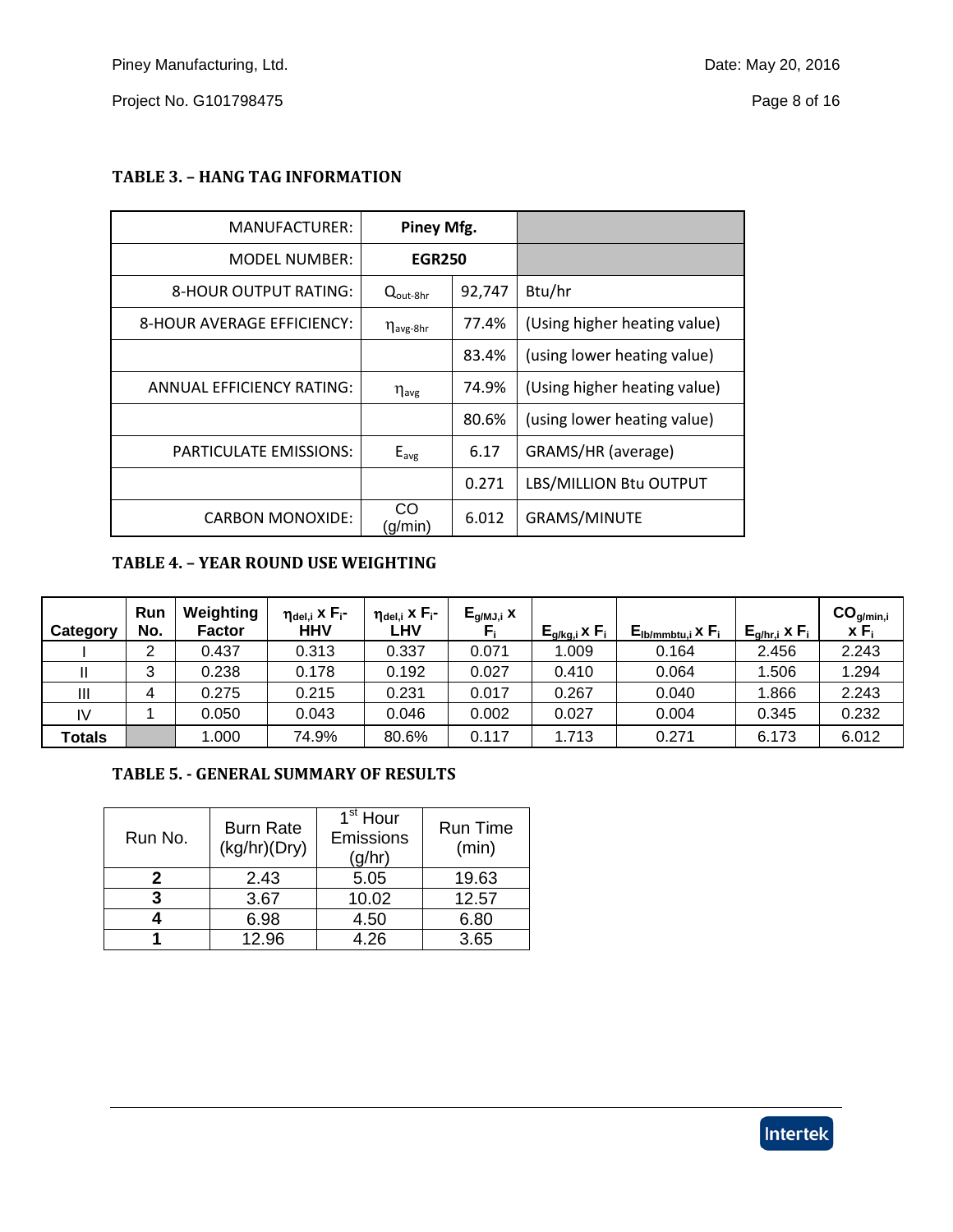### TABLE 3. – HANG TAG INFORMATION

| | | | |
|---|---|---|---|
| MANUFACTURER: | **Piney Mfg.** | | |
| MODEL NUMBER: | **EGR250** | | |
| 8-HOUR OUTPUT RATING: | $Q_{out\text{-}8hr}$ | 92,747 | Btu/hr |
| 8-HOUR AVERAGE EFFICIENCY: | $\eta_{avg\text{-}8hr}$ | 77.4% | (Using higher heating value) |
| | | 83.4% | (using lower heating value) |
| ANNUAL EFFICIENCY RATING: | $\eta_{avg}$ | 74.9% | (Using higher heating value) |
| | | 80.6% | (using lower heating value) |
| PARTICULATE EMISSIONS: | $E_{avg}$ | 6.17 | GRAMS/HR (average) |
| | | 0.271 | LBS/MILLION Btu OUTPUT |
| CARBON MONOXIDE: | CO (g/min) | 6.012 | GRAMS/MINUTE |

### TABLE 4. – YEAR ROUND USE WEIGHTING

| Category | Run No. | Weighting Factor | $\eta_{del,i}$ x $F_i$- HHV | $\eta_{del,i}$ x $F_i$- LHV | $E_{g/MJ,i}$ x $F_i$ | $E_{g/kg,i}$ x $F_i$ | $E_{lb/mmbtu,i}$ x $F_i$ | $E_{g/hr,i}$ x $F_i$ | $CO_{g/min,i}$ x $F_i$ |
|---|---|---|---|---|---|---|---|---|---|
| I | 2 | 0.437 | 0.313 | 0.337 | 0.071 | 1.009 | 0.164 | 2.456 | 2.243 |
| II | 3 | 0.238 | 0.178 | 0.192 | 0.027 | 0.410 | 0.064 | 1.506 | 1.294 |
| III | 4 | 0.275 | 0.215 | 0.231 | 0.017 | 0.267 | 0.040 | 1.866 | 2.243 |
| IV | 1 | 0.050 | 0.043 | 0.046 | 0.002 | 0.027 | 0.004 | 0.345 | 0.232 |
| **Totals** | | 1.000 | 74.9% | 80.6% | 0.117 | 1.713 | 0.271 | 6.173 | 6.012 |

### TABLE 5. - GENERAL SUMMARY OF RESULTS

| Run No. | Burn Rate (kg/hr)(Dry) | 1st Hour Emissions (g/hr) | Run Time (min) |
|---|---|---|---|
| **2** | 2.43 | 5.05 | 19.63 |
| **3** | 3.67 | 10.02 | 12.57 |
| **4** | 6.98 | 4.50 | 6.80 |
| **1** | 12.96 | 4.26 | 3.65 |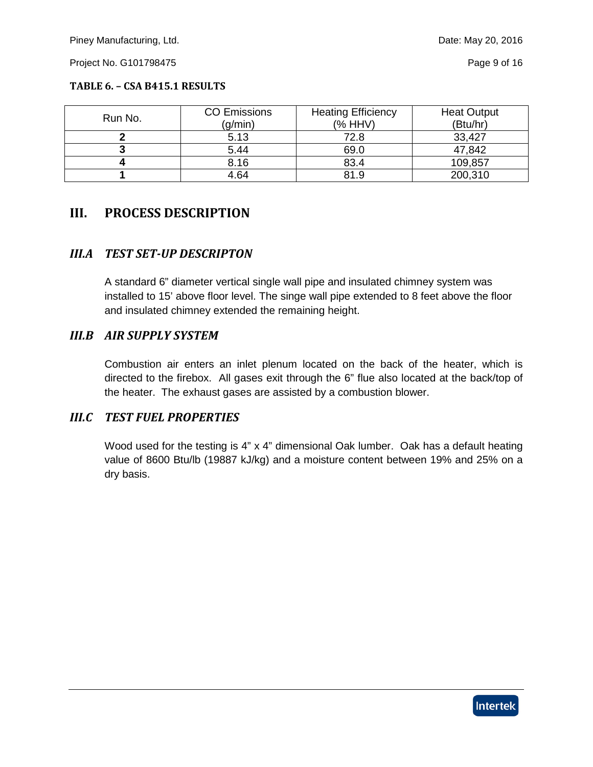**TABLE 6. – CSA B415.1 RESULTS**

| Run No. | CO Emissions (g/min) | Heating Efficiency (% HHV) | Heat Output (Btu/hr) |
|---|---|---|---|
| **2** | 5.13 | 72.8 | 33,427 |
| **3** | 5.44 | 69.0 | 47,842 |
| **4** | 8.16 | 83.4 | 109,857 |
| **1** | 4.64 | 81.9 | 200,310 |

# III. PROCESS DESCRIPTION

## *III.A TEST SET-UP DESCRIPTON*

A standard 6" diameter vertical single wall pipe and insulated chimney system was installed to 15' above floor level. The singe wall pipe extended to 8 feet above the floor and insulated chimney extended the remaining height.

## *III.B AIR SUPPLY SYSTEM*

Combustion air enters an inlet plenum located on the back of the heater, which is directed to the firebox. All gases exit through the 6" flue also located at the back/top of the heater. The exhaust gases are assisted by a combustion blower.

## *III.C TEST FUEL PROPERTIES*

Wood used for the testing is 4" x 4" dimensional Oak lumber. Oak has a default heating value of 8600 Btu/lb (19887 kJ/kg) and a moisture content between 19% and 25% on a dry basis.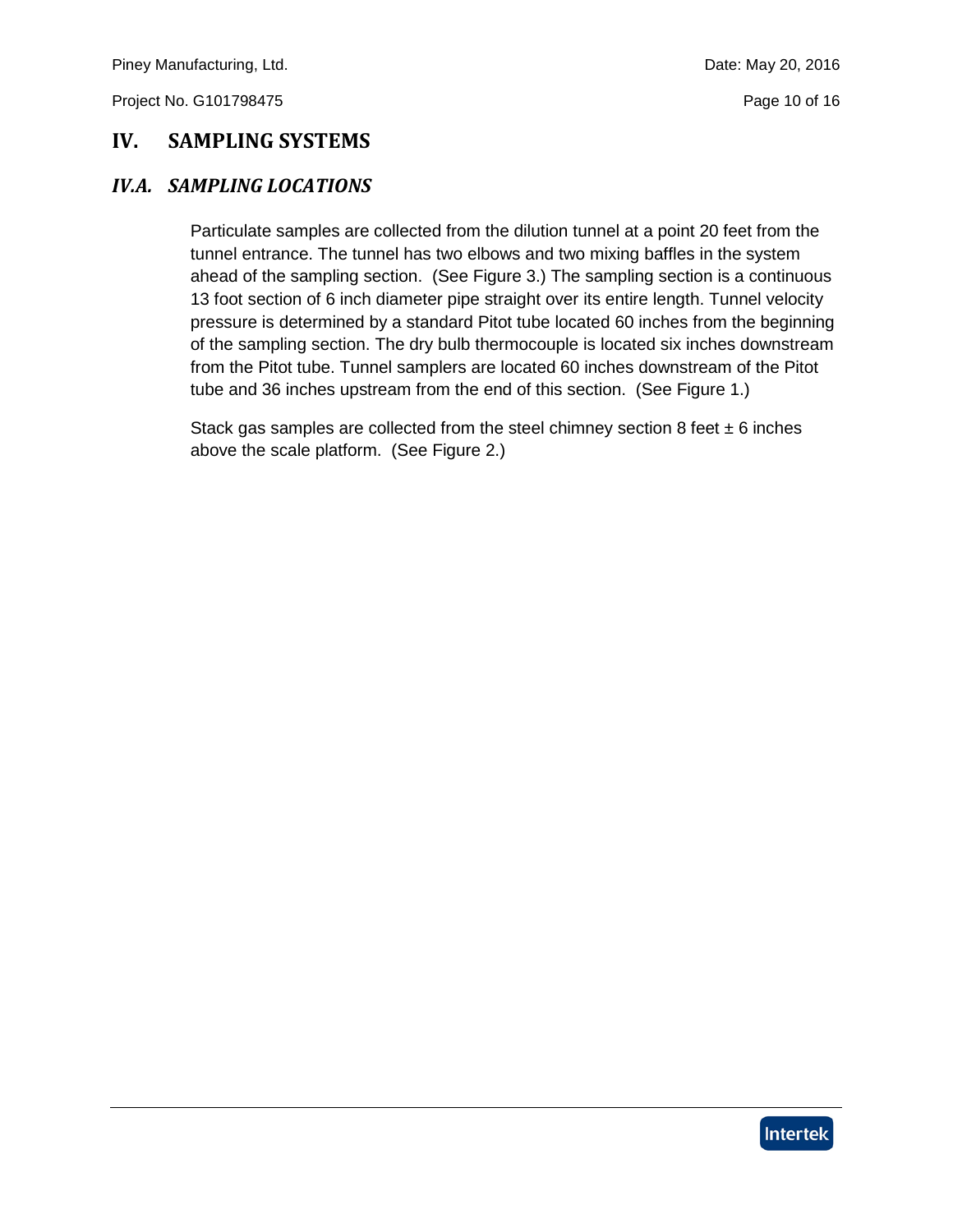# IV. SAMPLING SYSTEMS

## *IV.A. SAMPLING LOCATIONS*

Particulate samples are collected from the dilution tunnel at a point 20 feet from the tunnel entrance. The tunnel has two elbows and two mixing baffles in the system ahead of the sampling section. (See Figure 3.) The sampling section is a continuous 13 foot section of 6 inch diameter pipe straight over its entire length. Tunnel velocity pressure is determined by a standard Pitot tube located 60 inches from the beginning of the sampling section. The dry bulb thermocouple is located six inches downstream from the Pitot tube. Tunnel samplers are located 60 inches downstream of the Pitot tube and 36 inches upstream from the end of this section. (See Figure 1.)

Stack gas samples are collected from the steel chimney section 8 feet ± 6 inches above the scale platform. (See Figure 2.)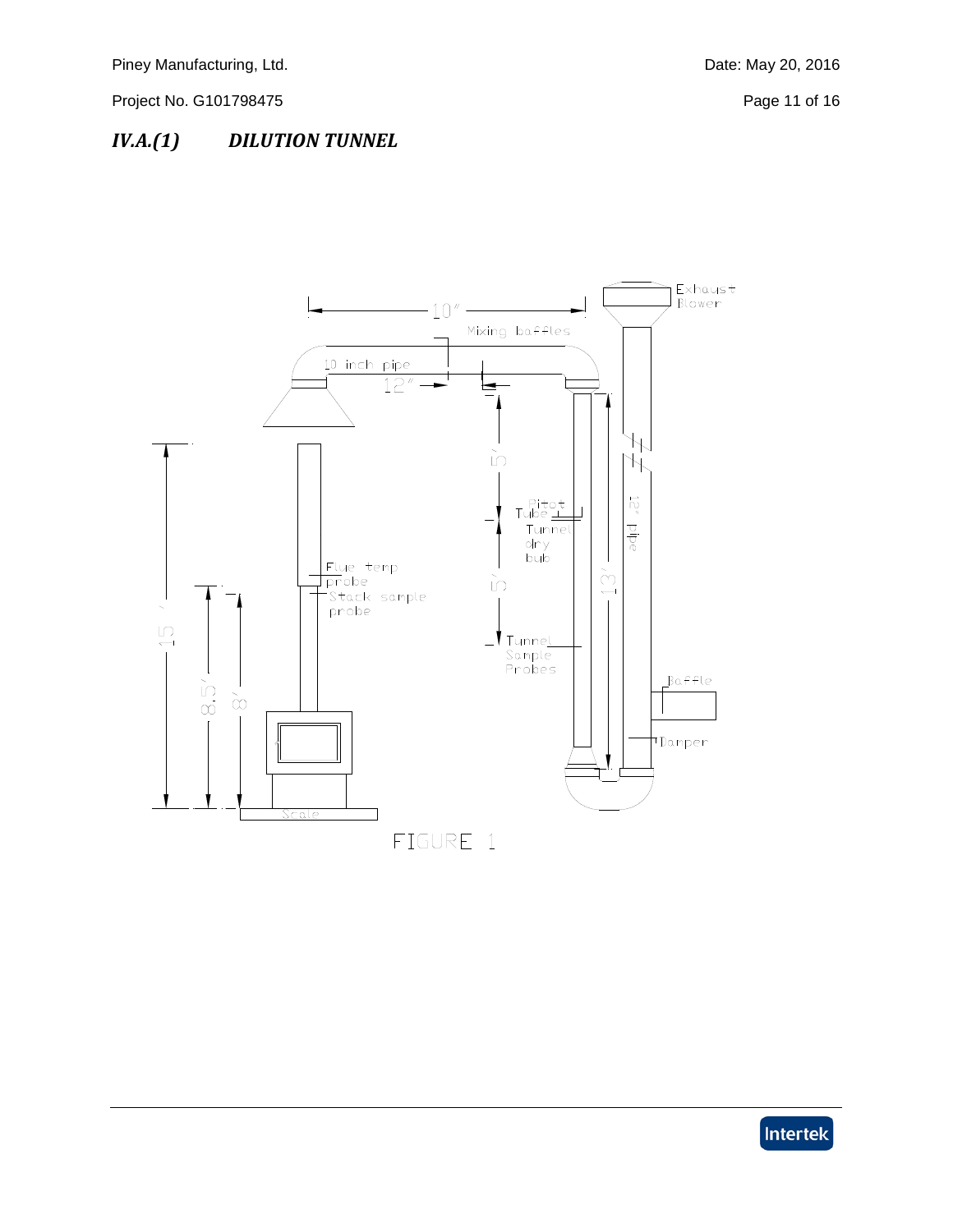## *IV.A.(1) DILUTION TUNNEL*

FIGURE 1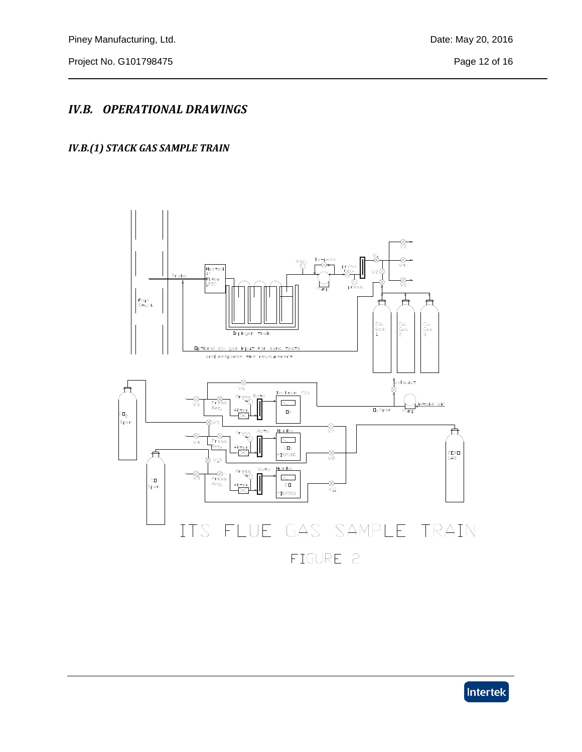## IV.B. OPERATIONAL DRAWINGS

### IV.B.(1) STACK GAS SAMPLE TRAIN

ITS FLUE GAS SAMPLE TRAIN

FIGURE 2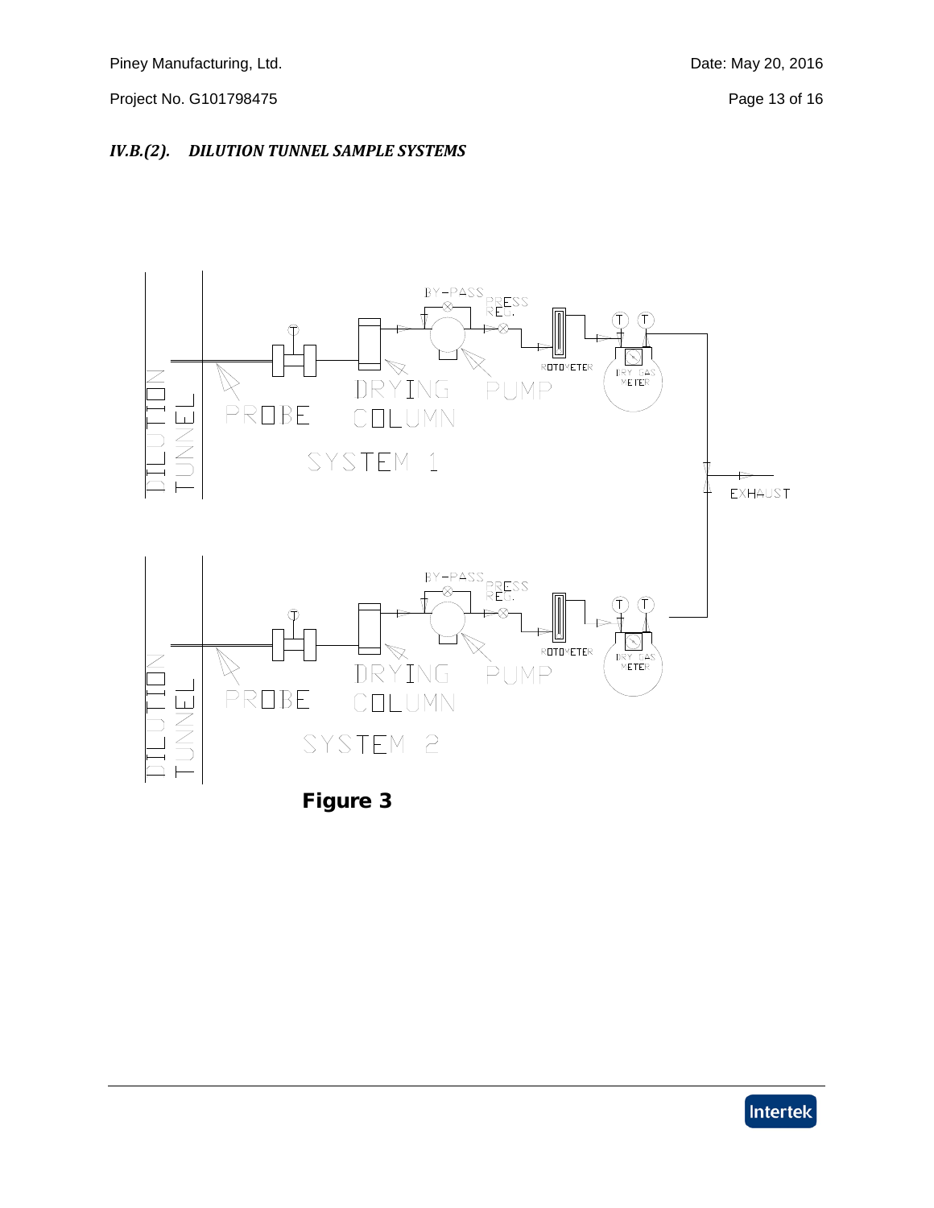### *IV.B.(2). DILUTION TUNNEL SAMPLE SYSTEMS*

**Figure 3**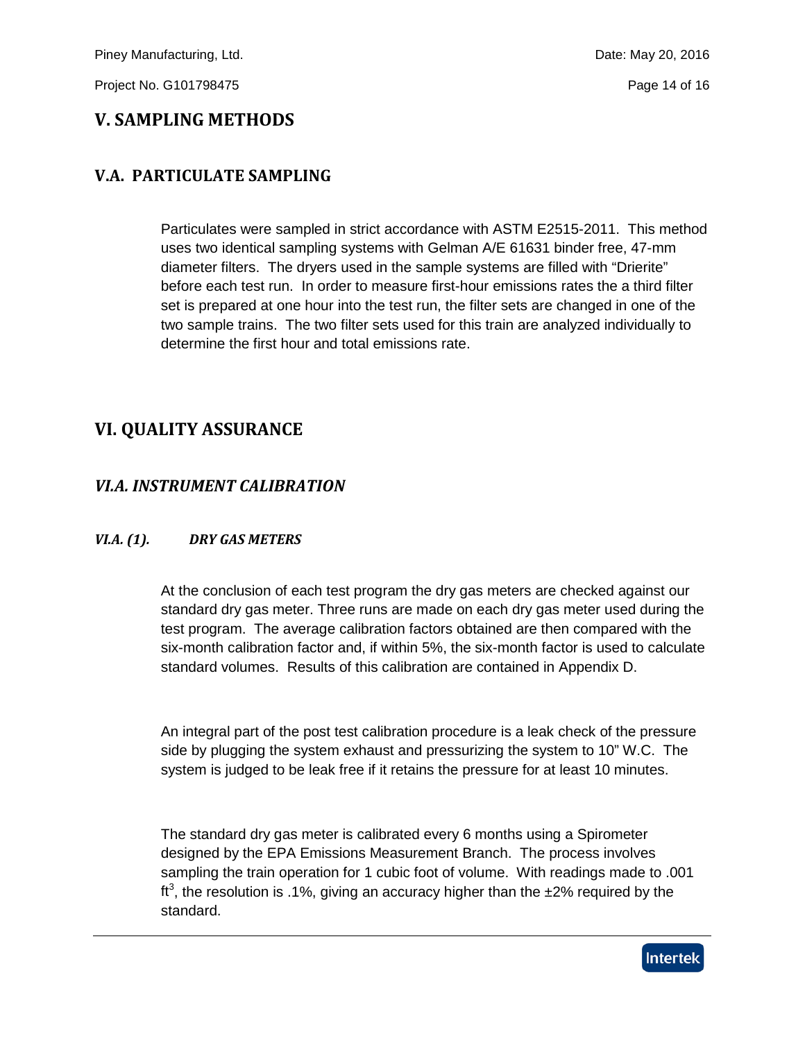# V. SAMPLING METHODS

## V.A. PARTICULATE SAMPLING

Particulates were sampled in strict accordance with ASTM E2515-2011. This method uses two identical sampling systems with Gelman A/E 61631 binder free, 47-mm diameter filters. The dryers used in the sample systems are filled with "Drierite" before each test run. In order to measure first-hour emissions rates the a third filter set is prepared at one hour into the test run, the filter sets are changed in one of the two sample trains. The two filter sets used for this train are analyzed individually to determine the first hour and total emissions rate.

# VI. QUALITY ASSURANCE

## *VI.A. INSTRUMENT CALIBRATION*

### *VI.A. (1). DRY GAS METERS*

At the conclusion of each test program the dry gas meters are checked against our standard dry gas meter. Three runs are made on each dry gas meter used during the test program. The average calibration factors obtained are then compared with the six-month calibration factor and, if within 5%, the six-month factor is used to calculate standard volumes. Results of this calibration are contained in Appendix D.

An integral part of the post test calibration procedure is a leak check of the pressure side by plugging the system exhaust and pressurizing the system to 10" W.C. The system is judged to be leak free if it retains the pressure for at least 10 minutes.

The standard dry gas meter is calibrated every 6 months using a Spirometer designed by the EPA Emissions Measurement Branch. The process involves sampling the train operation for 1 cubic foot of volume. With readings made to .001 $ft^3$, the resolution is .1%, giving an accuracy higher than the ±2% required by the standard.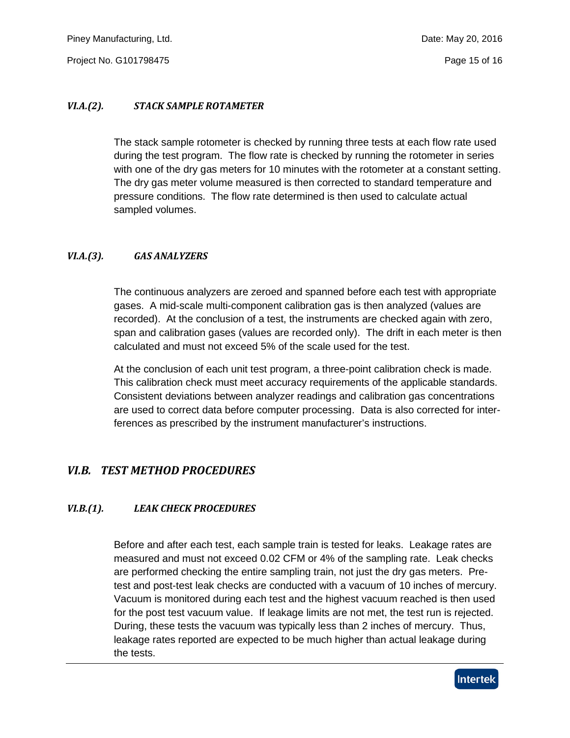### *VI.A.(2). STACK SAMPLE ROTAMETER*

The stack sample rotometer is checked by running three tests at each flow rate used during the test program. The flow rate is checked by running the rotometer in series with one of the dry gas meters for 10 minutes with the rotometer at a constant setting. The dry gas meter volume measured is then corrected to standard temperature and pressure conditions. The flow rate determined is then used to calculate actual sampled volumes.

### *VI.A.(3). GAS ANALYZERS*

The continuous analyzers are zeroed and spanned before each test with appropriate gases. A mid-scale multi-component calibration gas is then analyzed (values are recorded). At the conclusion of a test, the instruments are checked again with zero, span and calibration gases (values are recorded only). The drift in each meter is then calculated and must not exceed 5% of the scale used for the test.

At the conclusion of each unit test program, a three-point calibration check is made. This calibration check must meet accuracy requirements of the applicable standards. Consistent deviations between analyzer readings and calibration gas concentrations are used to correct data before computer processing. Data is also corrected for interferences as prescribed by the instrument manufacturer's instructions.

## *VI.B. TEST METHOD PROCEDURES*

### *VI.B.(1). LEAK CHECK PROCEDURES*

Before and after each test, each sample train is tested for leaks. Leakage rates are measured and must not exceed 0.02 CFM or 4% of the sampling rate. Leak checks are performed checking the entire sampling train, not just the dry gas meters. Pre-test and post-test leak checks are conducted with a vacuum of 10 inches of mercury. Vacuum is monitored during each test and the highest vacuum reached is then used for the post test vacuum value. If leakage limits are not met, the test run is rejected. During, these tests the vacuum was typically less than 2 inches of mercury. Thus, leakage rates reported are expected to be much higher than actual leakage during the tests.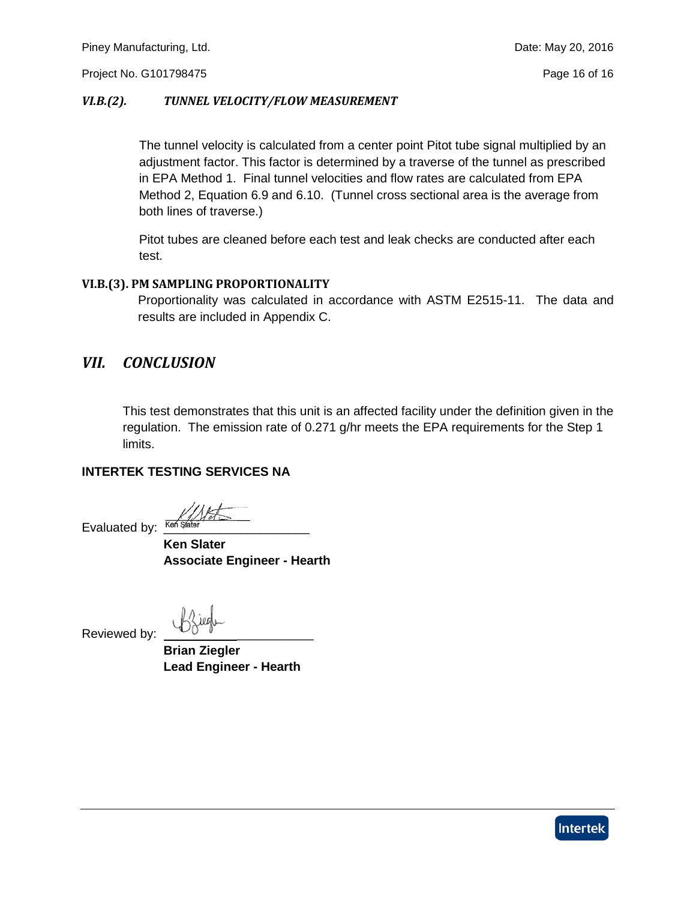### *VI.B.(2). TUNNEL VELOCITY/FLOW MEASUREMENT*

The tunnel velocity is calculated from a center point Pitot tube signal multiplied by an adjustment factor. This factor is determined by a traverse of the tunnel as prescribed in EPA Method 1. Final tunnel velocities and flow rates are calculated from EPA Method 2, Equation 6.9 and 6.10. (Tunnel cross sectional area is the average from both lines of traverse.)

Pitot tubes are cleaned before each test and leak checks are conducted after each test.

### VI.B.(3). PM SAMPLING PROPORTIONALITY

Proportionality was calculated in accordance with ASTM E2515-11. The data and results are included in Appendix C.

## *VII. CONCLUSION*

This test demonstrates that this unit is an affected facility under the definition given in the regulation. The emission rate of 0.271 g/hr meets the EPA requirements for the Step 1 limits.

**INTERTEK TESTING SERVICES NA**

Evaluated by: Ken Slater ____________________

**Ken Slater**
**Associate Engineer - Hearth**

Reviewed by: ____________________

**Brian Ziegler**
**Lead Engineer - Hearth**